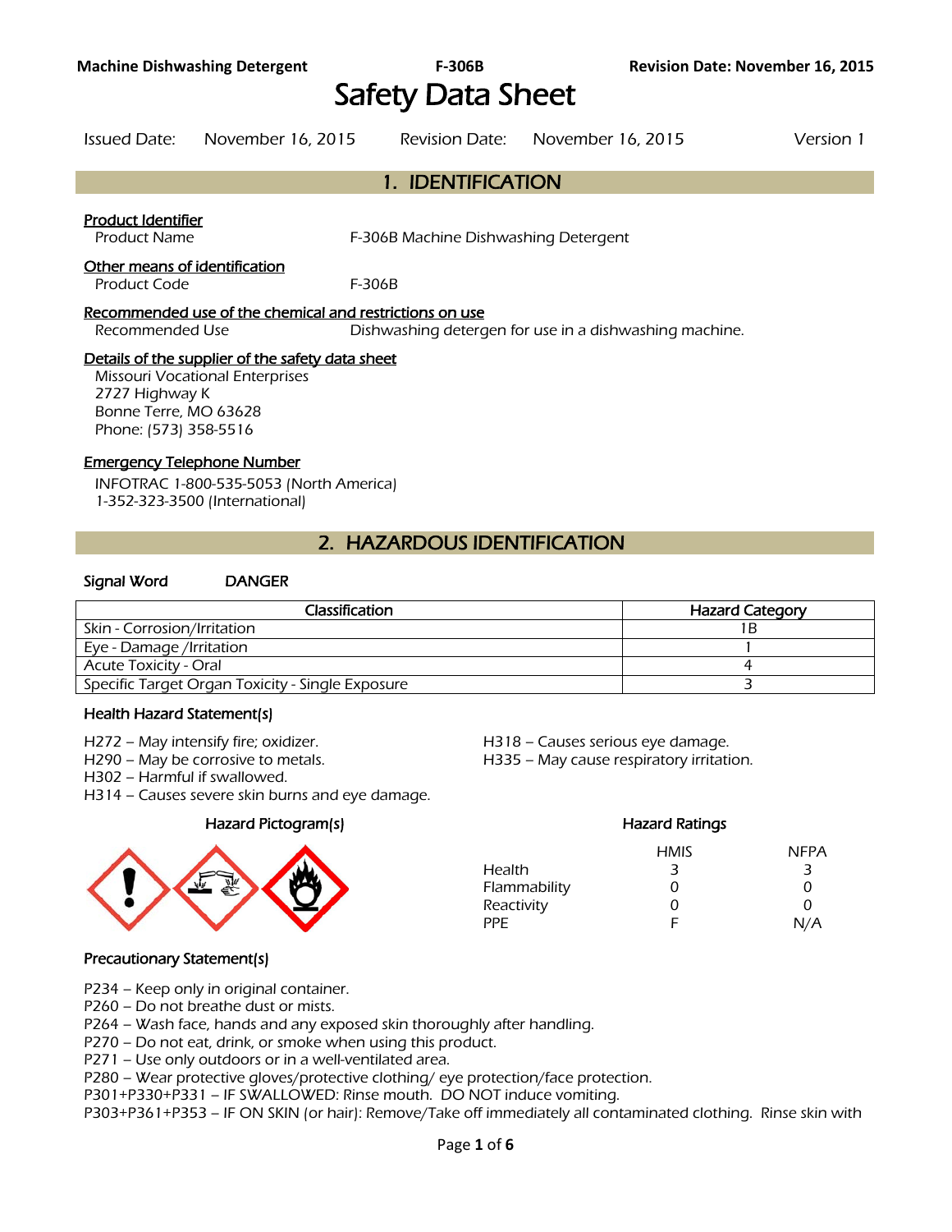# Safety Data Sheet

Issued Date: November 16, 2015 Revision Date: November 16, 2015 Version 1

## 1. IDENTIFICATION

**Product Identifier**

Product Name F-306B Machine Dishwashing Detergent

**Other means of identification**

Product Code F-306B

**Recommended use of the chemical and restrictions on use**

Recommended Use Dishwashing detergen for use in a dishwashing machine.

**Details of the supplier of the safety data sheet**

Missouri Vocational Enterprises
2727 Highway K
Bonne Terre, MO 63628
Phone: (573) 358-5516

**Emergency Telephone Number**

INFOTRAC 1-800-535-5053 (North America)
1-352-323-3500 (International)

## 2. HAZARDOUS IDENTIFICATION

**Signal Word** DANGER

| Classification | Hazard Category |
|---|---|
| Skin - Corrosion/Irritation | 1B |
| Eye - Damage /Irritation | 1 |
| Acute Toxicity - Oral | 4 |
| Specific Target Organ Toxicity - Single Exposure | 3 |

### Health Hazard Statement(s)

H272 – May intensify fire; oxidizer.
H290 – May be corrosive to metals.
H302 – Harmful if swallowed.
H314 – Causes severe skin burns and eye damage.
H318 – Causes serious eye damage.
H335 – May cause respiratory irritation.

### Hazard Pictogram(s)

### Hazard Ratings

| | HMIS | NFPA |
|---|---|---|
| Health | 3 | 3 |
| Flammability | 0 | 0 |
| Reactivity | 0 | 0 |
| PPE | F | N/A |

### Precautionary Statement(s)

P234 – Keep only in original container.
P260 – Do not breathe dust or mists.
P264 – Wash face, hands and any exposed skin thoroughly after handling.
P270 – Do not eat, drink, or smoke when using this product.
P271 – Use only outdoors or in a well-ventilated area.
P280 – Wear protective gloves/protective clothing/ eye protection/face protection.
P301+P330+P331 – IF SWALLOWED: Rinse mouth. DO NOT induce vomiting.
P303+P361+P353 – IF ON SKIN (or hair): Remove/Take off immediately all contaminated clothing. Rinse skin with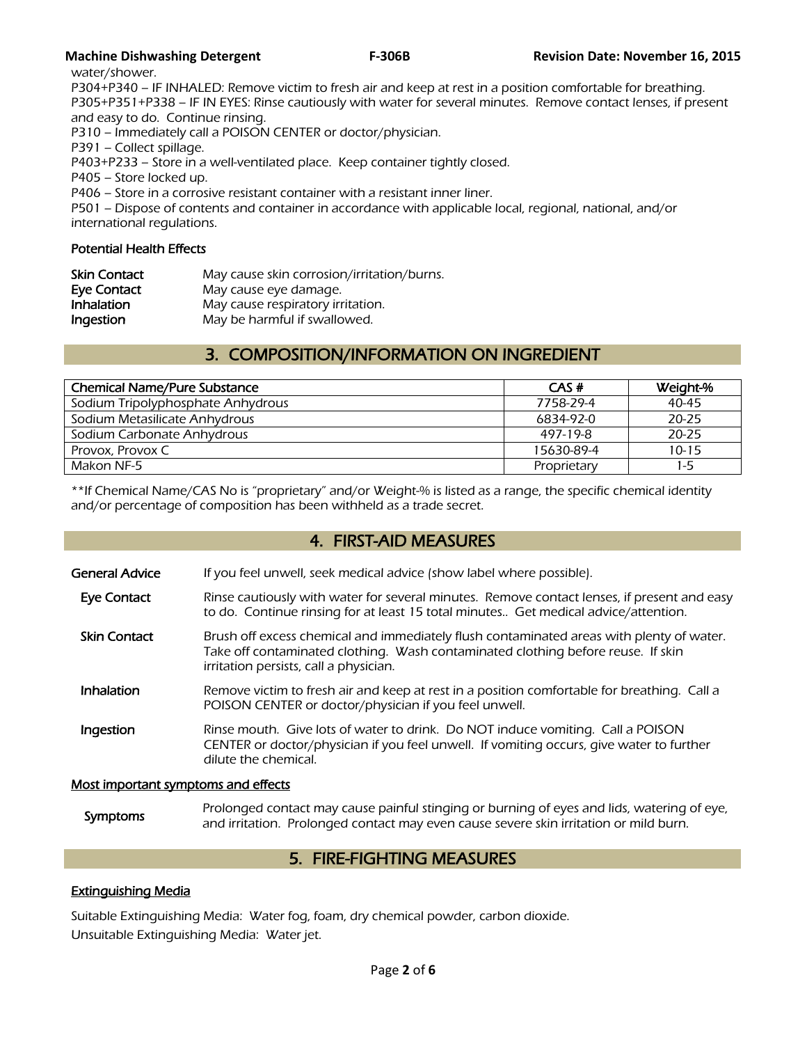water/shower.

P304+P340 – IF INHALED: Remove victim to fresh air and keep at rest in a position comfortable for breathing.

P305+P351+P338 – IF IN EYES: Rinse cautiously with water for several minutes. Remove contact lenses, if present and easy to do. Continue rinsing.

P310 – Immediately call a POISON CENTER or doctor/physician.

P391 – Collect spillage.

P403+P233 – Store in a well-ventilated place. Keep container tightly closed.

P405 – Store locked up.

P406 – Store in a corrosive resistant container with a resistant inner liner.

P501 – Dispose of contents and container in accordance with applicable local, regional, national, and/or international regulations.

**Potential Health Effects**

| | |
|---|---|
| **Skin Contact** | May cause skin corrosion/irritation/burns. |
| **Eye Contact** | May cause eye damage. |
| **Inhalation** | May cause respiratory irritation. |
| **Ingestion** | May be harmful if swallowed. |

## 3. COMPOSITION/INFORMATION ON INGREDIENT

| Chemical Name/Pure Substance | CAS # | Weight-% |
|---|---|---|
| Sodium Tripolyphosphate Anhydrous | 7758-29-4 | 40-45 |
| Sodium Metasilicate Anhydrous | 6834-92-0 | 20-25 |
| Sodium Carbonate Anhydrous | 497-19-8 | 20-25 |
| Provox, Provox C | 15630-89-4 | 10-15 |
| Makon NF-5 | Proprietary | 1-5 |

**If Chemical Name/CAS No is "proprietary" and/or Weight-% is listed as a range, the specific chemical identity and/or percentage of composition has been withheld as a trade secret.

## 4. FIRST-AID MEASURES

| | |
|---|---|
| **General Advice** | If you feel unwell, seek medical advice (show label where possible). |
| **Eye Contact** | Rinse cautiously with water for several minutes. Remove contact lenses, if present and easy to do. Continue rinsing for at least 15 total minutes.. Get medical advice/attention. |
| **Skin Contact** | Brush off excess chemical and immediately flush contaminated areas with plenty of water. Take off contaminated clothing. Wash contaminated clothing before reuse. If skin irritation persists, call a physician. |
| **Inhalation** | Remove victim to fresh air and keep at rest in a position comfortable for breathing. Call a POISON CENTER or doctor/physician if you feel unwell. |
| **Ingestion** | Rinse mouth. Give lots of water to drink. Do NOT induce vomiting. Call a POISON CENTER or doctor/physician if you feel unwell. If vomiting occurs, give water to further dilute the chemical. |

**Most important symptoms and effects**

| | |
|---|---|
| **Symptoms** | Prolonged contact may cause painful stinging or burning of eyes and lids, watering of eye, and irritation. Prolonged contact may even cause severe skin irritation or mild burn. |

## 5. FIRE-FIGHTING MEASURES

**Extinguishing Media**

Suitable Extinguishing Media: Water fog, foam, dry chemical powder, carbon dioxide.

Unsuitable Extinguishing Media: Water jet.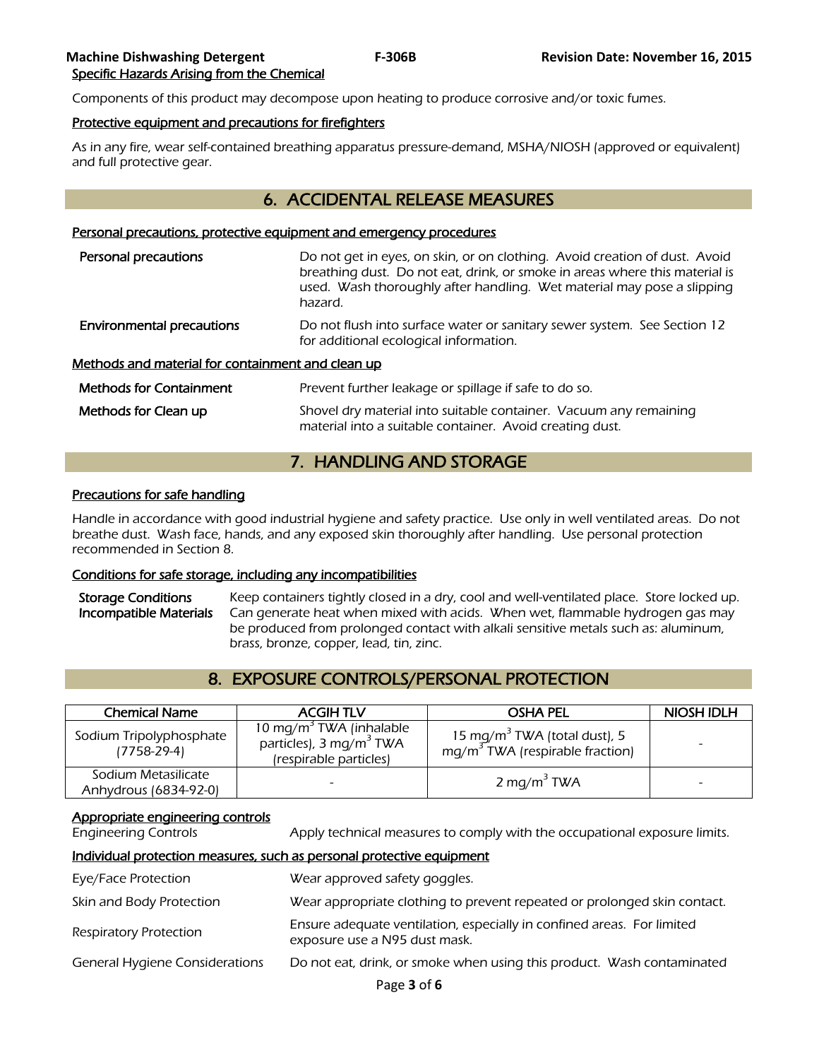#### Specific Hazards Arising from the Chemical

Components of this product may decompose upon heating to produce corrosive and/or toxic fumes.

#### Protective equipment and precautions for firefighters

As in any fire, wear self-contained breathing apparatus pressure-demand, MSHA/NIOSH (approved or equivalent) and full protective gear.

## 6. ACCIDENTAL RELEASE MEASURES

#### Personal precautions, protective equipment and emergency procedures

**Personal precautions** — Do not get in eyes, on skin, or on clothing. Avoid creation of dust. Avoid breathing dust. Do not eat, drink, or smoke in areas where this material is used. Wash thoroughly after handling. Wet material may pose a slipping hazard.

**Environmental precautions** — Do not flush into surface water or sanitary sewer system. See Section 12 for additional ecological information.

#### Methods and material for containment and clean up

**Methods for Containment** — Prevent further leakage or spillage if safe to do so.

**Methods for Clean up** — Shovel dry material into suitable container. Vacuum any remaining material into a suitable container. Avoid creating dust.

## 7. HANDLING AND STORAGE

#### Precautions for safe handling

Handle in accordance with good industrial hygiene and safety practice. Use only in well ventilated areas. Do not breathe dust. Wash face, hands, and any exposed skin thoroughly after handling. Use personal protection recommended in Section 8.

#### Conditions for safe storage, including any incompatibilities

**Storage Conditions** — Keep containers tightly closed in a dry, cool and well-ventilated place. Store locked up.

**Incompatible Materials** — Can generate heat when mixed with acids. When wet, flammable hydrogen gas may be produced from prolonged contact with alkali sensitive metals such as: aluminum, brass, bronze, copper, lead, tin, zinc.

## 8. EXPOSURE CONTROLS/PERSONAL PROTECTION

| Chemical Name | ACGIH TLV | OSHA PEL | NIOSH IDLH |
|---|---|---|---|
| Sodium Tripolyphosphate (7758-29-4) | 10 $mg/m^3$ TWA (inhalable particles), 3 $mg/m^3$ TWA (respirable particles) | 15 $mg/m^3$ TWA (total dust), 5 $mg/m^3$ TWA (respirable fraction) | - |
| Sodium Metasilicate Anhydrous (6834-92-0) | - | 2 $mg/m^3$ TWA | - |

#### Appropriate engineering controls

Engineering Controls — Apply technical measures to comply with the occupational exposure limits.

#### Individual protection measures, such as personal protective equipment

Eye/Face Protection — Wear approved safety goggles.

Skin and Body Protection — Wear appropriate clothing to prevent repeated or prolonged skin contact.

Respiratory Protection — Ensure adequate ventilation, especially in confined areas. For limited exposure use a N95 dust mask.

General Hygiene Considerations — Do not eat, drink, or smoke when using this product. Wash contaminated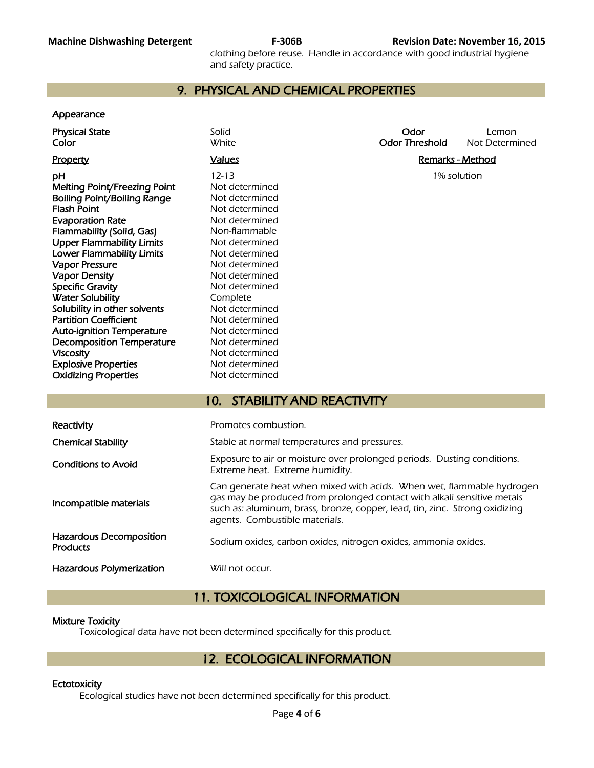clothing before reuse. Handle in accordance with good industrial hygiene and safety practice.

## 9. PHYSICAL AND CHEMICAL PROPERTIES

**Appearance**

| | | | |
|---|---|---|---|
| **Physical State** | Solid | **Odor** | Lemon |
| **Color** | White | **Odor Threshold** | Not Determined |

| Property | Values | Remarks - Method |
|---|---|---|
| **pH** | 12-13 | 1% solution |
| **Melting Point/Freezing Point** | Not determined | |
| **Boiling Point/Boiling Range** | Not determined | |
| **Flash Point** | Not determined | |
| **Evaporation Rate** | Not determined | |
| **Flammability (Solid, Gas)** | Non-flammable | |
| **Upper Flammability Limits** | Not determined | |
| **Lower Flammability Limits** | Not determined | |
| **Vapor Pressure** | Not determined | |
| **Vapor Density** | Not determined | |
| **Specific Gravity** | Not determined | |
| **Water Solubility** | Complete | |
| **Solubility in other solvents** | Not determined | |
| **Partition Coefficient** | Not determined | |
| **Auto-ignition Temperature** | Not determined | |
| **Decomposition Temperature** | Not determined | |
| **Viscosity** | Not determined | |
| **Explosive Properties** | Not determined | |
| **Oxidizing Properties** | Not determined | |

## 10. STABILITY AND REACTIVITY

| | |
|---|---|
| **Reactivity** | Promotes combustion. |
| **Chemical Stability** | Stable at normal temperatures and pressures. |
| **Conditions to Avoid** | Exposure to air or moisture over prolonged periods. Dusting conditions. Extreme heat. Extreme humidity. |
| **Incompatible materials** | Can generate heat when mixed with acids. When wet, flammable hydrogen gas may be produced from prolonged contact with alkali sensitive metals such as: aluminum, brass, bronze, copper, lead, tin, zinc. Strong oxidizing agents. Combustible materials. |
| **Hazardous Decomposition Products** | Sodium oxides, carbon oxides, nitrogen oxides, ammonia oxides. |
| **Hazardous Polymerization** | Will not occur. |

## 11. TOXICOLOGICAL INFORMATION

**Mixture Toxicity**

Toxicological data have not been determined specifically for this product.

## 12. ECOLOGICAL INFORMATION

**Ectotoxicity**

Ecological studies have not been determined specifically for this product.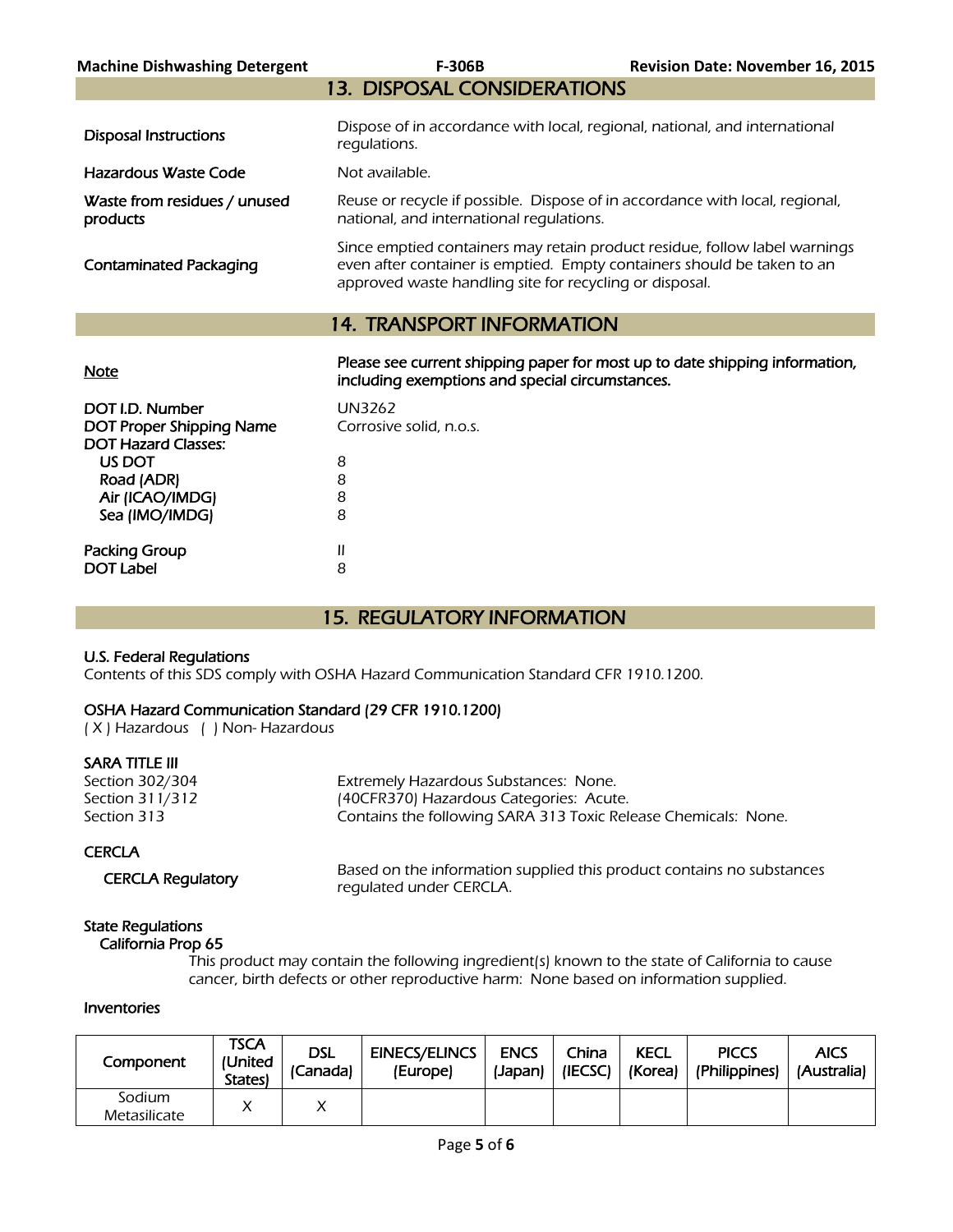## 13. DISPOSAL CONSIDERATIONS

| | |
|---|---|
| Disposal Instructions | Dispose of in accordance with local, regional, national, and international regulations. |
| Hazardous Waste Code | Not available. |
| Waste from residues / unused products | Reuse or recycle if possible. Dispose of in accordance with local, regional, national, and international regulations. |
| Contaminated Packaging | Since emptied containers may retain product residue, follow label warnings even after container is emptied. Empty containers should be taken to an approved waste handling site for recycling or disposal. |

## 14. TRANSPORT INFORMATION

| | |
|---|---|
| Note | **Please see current shipping paper for most up to date shipping information, including exemptions and special circumstances.** |
| DOT I.D. Number | UN3262 |
| DOT Proper Shipping Name | Corrosive solid, n.o.s. |
| DOT Hazard Classes: | |
| US DOT | 8 |
| Road (ADR) | 8 |
| Air (ICAO/IMDG) | 8 |
| Sea (IMO/IMDG) | 8 |
| Packing Group | II |
| DOT Label | 8 |

## 15. REGULATORY INFORMATION

**U.S. Federal Regulations**
Contents of this SDS comply with OSHA Hazard Communication Standard CFR 1910.1200.

**OSHA Hazard Communication Standard (29 CFR 1910.1200)**
( X ) Hazardous ( ) Non- Hazardous

**SARA TITLE III**

| | |
|---|---|
| Section 302/304 | Extremely Hazardous Substances: None. |
| Section 311/312 | (40CFR370) Hazardous Categories: Acute. |
| Section 313 | Contains the following SARA 313 Toxic Release Chemicals: None. |

**CERCLA**

| | |
|---|---|
| CERCLA Regulatory | Based on the information supplied this product contains no substances regulated under CERCLA. |

**State Regulations**

**California Prop 65**

This product may contain the following ingredient(s) known to the state of California to cause cancer, birth defects or other reproductive harm: None based on information supplied.

**Inventories**

| Component | TSCA (United States) | DSL (Canada) | EINECS/ELINCS (Europe) | ENCS (Japan) | China (IECSC) | KECL (Korea) | PICCS (Philippines) | AICS (Australia) |
|---|---|---|---|---|---|---|---|---|
| Sodium Metasilicate | X | X | | | | | | |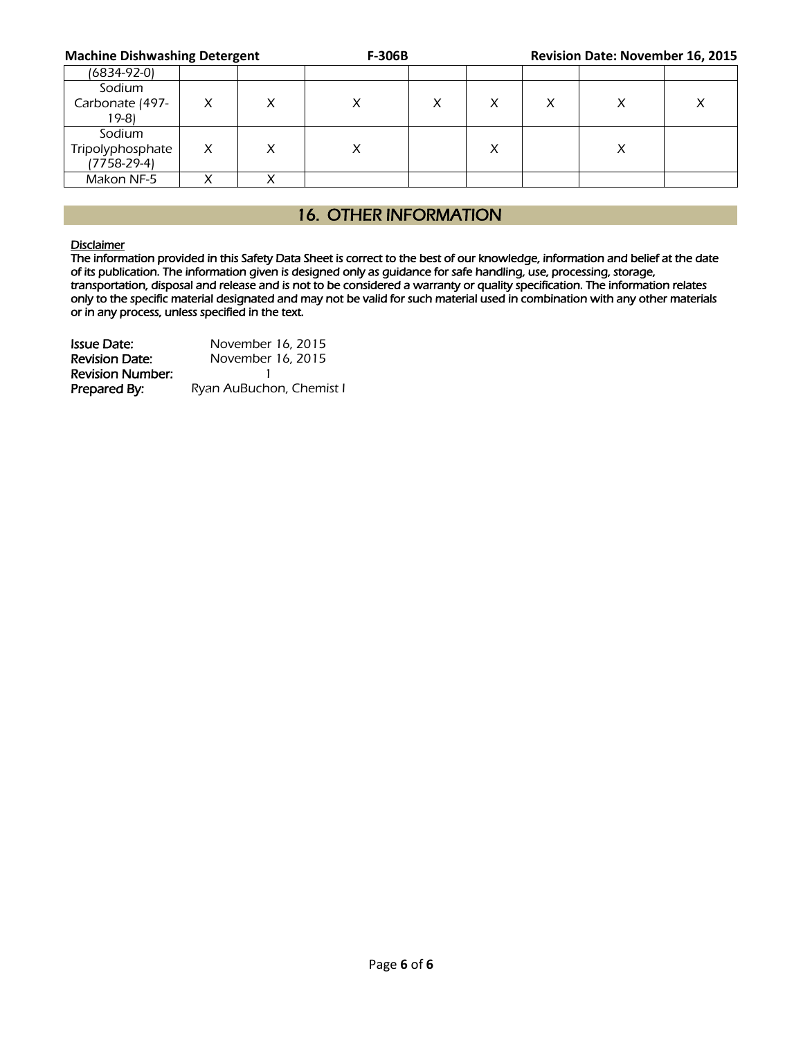| | | | | | | | | |
|---|---|---|---|---|---|---|---|---|
| (6834-92-0) | | | | | | | | |
| Sodium Carbonate (497-19-8) | X | X | X | X | X | X | X | X |
| Sodium Tripolyphosphate (7758-29-4) | X | X | X | | X | | X | |
| Makon NF-5 | X | X | | | | | | |

## 16. OTHER INFORMATION

Disclaimer

The information provided in this Safety Data Sheet is correct to the best of our knowledge, information and belief at the date of its publication. The information given is designed only as guidance for safe handling, use, processing, storage, transportation, disposal and release and is not to be considered a warranty or quality specification. The information relates only to the specific material designated and may not be valid for such material used in combination with any other materials or in any process, unless specified in the text.

**Issue Date:** November 16, 2015
**Revision Date:** November 16, 2015
**Revision Number:** 1
**Prepared By:** Ryan AuBuchon, Chemist I